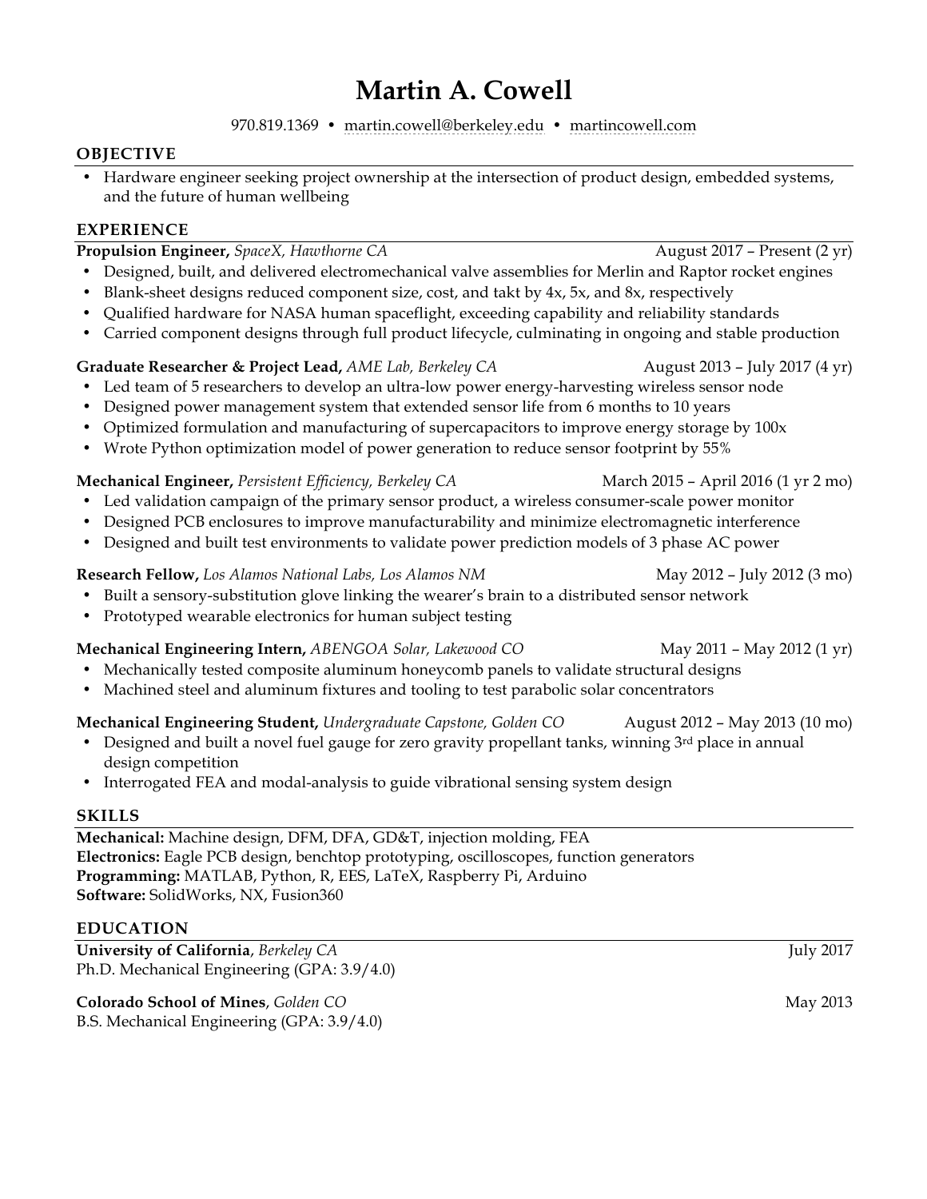# Martin A. Cowell

970.819.1369 • martin.cowell@berkeley.edu • martincowell.com

## OBJECTIVE

- Hardware engineer seeking project ownership at the intersection of product design, embedded systems, and the future of human wellbeing

## EXPERIENCE

**Propulsion Engineer,** *SpaceX, Hawthorne CA* — August 2017 – Present (2 yr)

- Designed, built, and delivered electromechanical valve assemblies for Merlin and Raptor rocket engines
- Blank-sheet designs reduced component size, cost, and takt by 4x, 5x, and 8x, respectively
- Qualified hardware for NASA human spaceflight, exceeding capability and reliability standards
- Carried component designs through full product lifecycle, culminating in ongoing and stable production

**Graduate Researcher & Project Lead,** *AME Lab, Berkeley CA* — August 2013 – July 2017 (4 yr)

- Led team of 5 researchers to develop an ultra-low power energy-harvesting wireless sensor node
- Designed power management system that extended sensor life from 6 months to 10 years
- Optimized formulation and manufacturing of supercapacitors to improve energy storage by 100x
- Wrote Python optimization model of power generation to reduce sensor footprint by 55%

**Mechanical Engineer,** *Persistent Efficiency, Berkeley CA* — March 2015 – April 2016 (1 yr 2 mo)

- Led validation campaign of the primary sensor product, a wireless consumer-scale power monitor
- Designed PCB enclosures to improve manufacturability and minimize electromagnetic interference
- Designed and built test environments to validate power prediction models of 3 phase AC power

**Research Fellow,** *Los Alamos National Labs, Los Alamos NM* — May 2012 – July 2012 (3 mo)

- Built a sensory-substitution glove linking the wearer's brain to a distributed sensor network
- Prototyped wearable electronics for human subject testing

**Mechanical Engineering Intern,** *ABENGOA Solar, Lakewood CO* — May 2011 – May 2012 (1 yr)

- Mechanically tested composite aluminum honeycomb panels to validate structural designs
- Machined steel and aluminum fixtures and tooling to test parabolic solar concentrators

**Mechanical Engineering Student,** *Undergraduate Capstone, Golden CO* — August 2012 – May 2013 (10 mo)

- Designed and built a novel fuel gauge for zero gravity propellant tanks, winning 3rd place in annual design competition
- Interrogated FEA and modal-analysis to guide vibrational sensing system design

## SKILLS

**Mechanical:** Machine design, DFM, DFA, GD&T, injection molding, FEA
**Electronics:** Eagle PCB design, benchtop prototyping, oscilloscopes, function generators
**Programming:** MATLAB, Python, R, EES, LaTeX, Raspberry Pi, Arduino
**Software:** SolidWorks, NX, Fusion360

## EDUCATION

**University of California**, *Berkeley CA* — July 2017
Ph.D. Mechanical Engineering (GPA: 3.9/4.0)

**Colorado School of Mines**, *Golden CO* — May 2013
B.S. Mechanical Engineering (GPA: 3.9/4.0)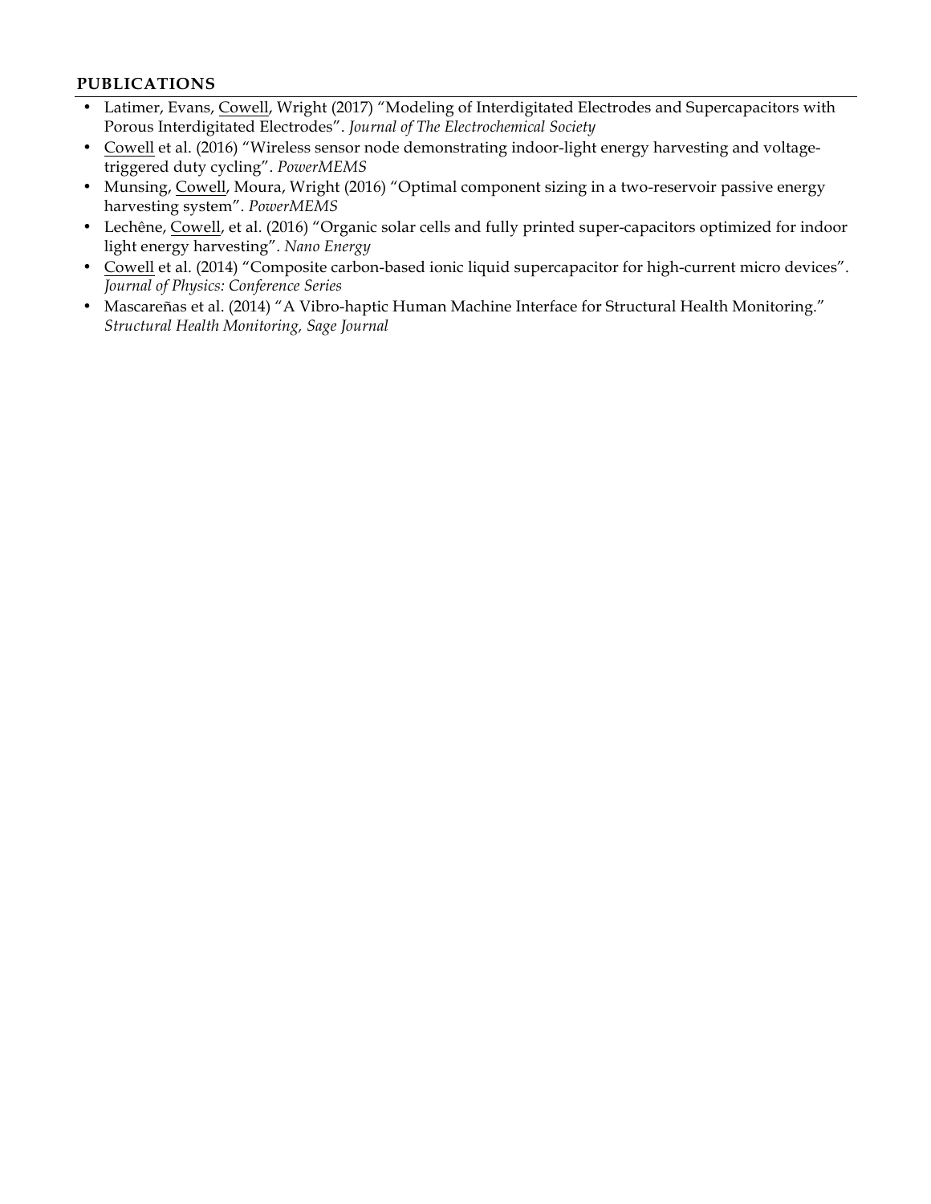## PUBLICATIONS

- Latimer, Evans, Cowell, Wright (2017) "Modeling of Interdigitated Electrodes and Supercapacitors with Porous Interdigitated Electrodes". *Journal of The Electrochemical Society*
- Cowell et al. (2016) "Wireless sensor node demonstrating indoor-light energy harvesting and voltage-triggered duty cycling". *PowerMEMS*
- Munsing, Cowell, Moura, Wright (2016) "Optimal component sizing in a two-reservoir passive energy harvesting system". *PowerMEMS*
- Lechêne, Cowell, et al. (2016) "Organic solar cells and fully printed super-capacitors optimized for indoor light energy harvesting". *Nano Energy*
- Cowell et al. (2014) "Composite carbon-based ionic liquid supercapacitor for high-current micro devices". *Journal of Physics: Conference Series*
- Mascareñas et al. (2014) "A Vibro-haptic Human Machine Interface for Structural Health Monitoring." *Structural Health Monitoring, Sage Journal*